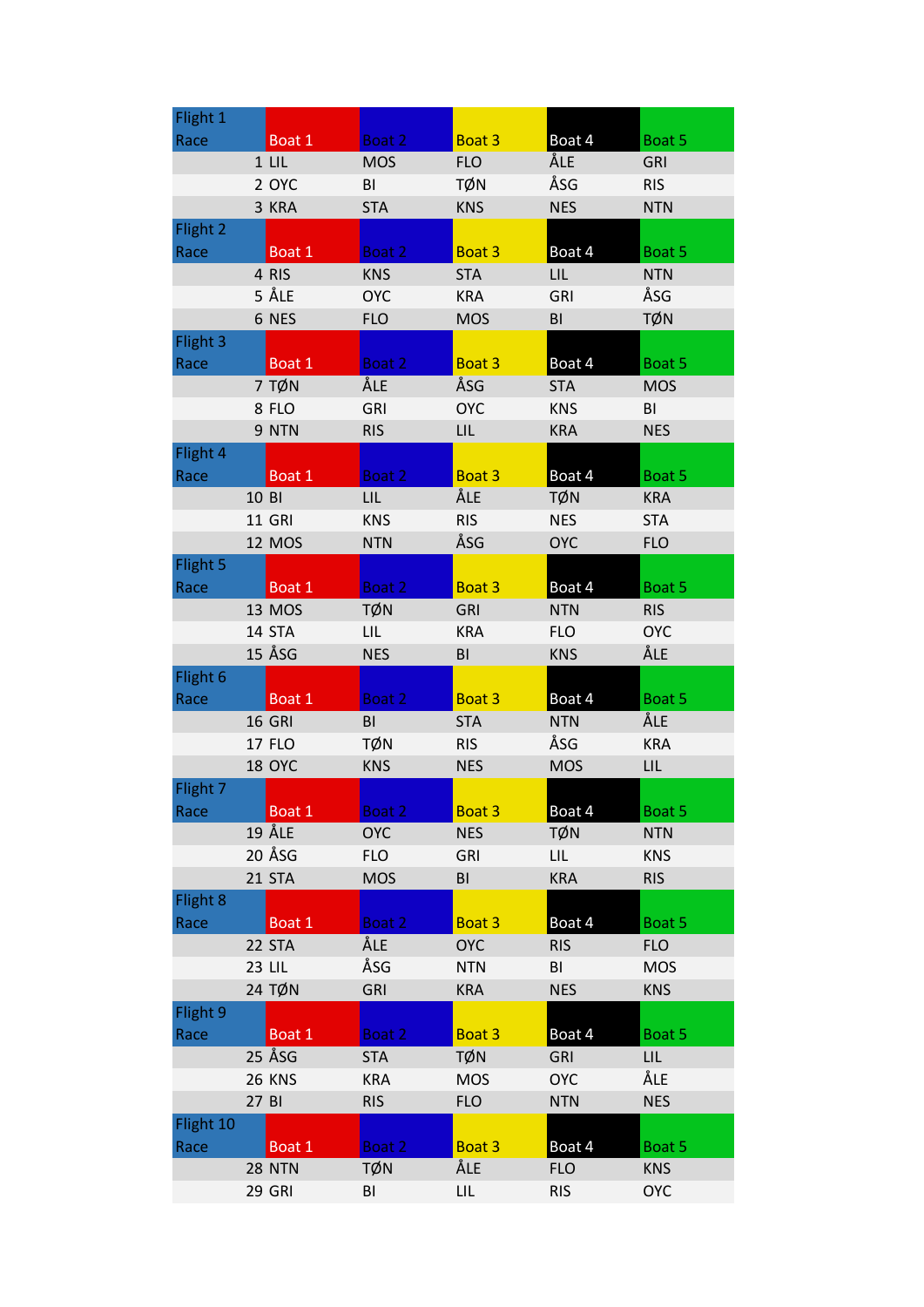| Flight 1 | | | | | |
|---|---|---|---|---|---|
| Race | Boat 1 | Boat 2 | Boat 3 | Boat 4 | Boat 5 |
| 1 | LIL | MOS | FLO | ÅLE | GRI |
| 2 | OYC | BI | TØN | ÅSG | RIS |
| 3 | KRA | STA | KNS | NES | NTN |
| **Flight 2** | | | | | |
| Race | Boat 1 | Boat 2 | Boat 3 | Boat 4 | Boat 5 |
| 4 | RIS | KNS | STA | LIL | NTN |
| 5 | ÅLE | OYC | KRA | GRI | ÅSG |
| 6 | NES | FLO | MOS | BI | TØN |
| **Flight 3** | | | | | |
| Race | Boat 1 | Boat 2 | Boat 3 | Boat 4 | Boat 5 |
| 7 | TØN | ÅLE | ÅSG | STA | MOS |
| 8 | FLO | GRI | OYC | KNS | BI |
| 9 | NTN | RIS | LIL | KRA | NES |
| **Flight 4** | | | | | |
| Race | Boat 1 | Boat 2 | Boat 3 | Boat 4 | Boat 5 |
| 10 | BI | LIL | ÅLE | TØN | KRA |
| 11 | GRI | KNS | RIS | NES | STA |
| 12 | MOS | NTN | ÅSG | OYC | FLO |
| **Flight 5** | | | | | |
| Race | Boat 1 | Boat 2 | Boat 3 | Boat 4 | Boat 5 |
| 13 | MOS | TØN | GRI | NTN | RIS |
| 14 | STA | LIL | KRA | FLO | OYC |
| 15 | ÅSG | NES | BI | KNS | ÅLE |
| **Flight 6** | | | | | |
| Race | Boat 1 | Boat 2 | Boat 3 | Boat 4 | Boat 5 |
| 16 | GRI | BI | STA | NTN | ÅLE |
| 17 | FLO | TØN | RIS | ÅSG | KRA |
| 18 | OYC | KNS | NES | MOS | LIL |
| **Flight 7** | | | | | |
| Race | Boat 1 | Boat 2 | Boat 3 | Boat 4 | Boat 5 |
| 19 | ÅLE | OYC | NES | TØN | NTN |
| 20 | ÅSG | FLO | GRI | LIL | KNS |
| 21 | STA | MOS | BI | KRA | RIS |
| **Flight 8** | | | | | |
| Race | Boat 1 | Boat 2 | Boat 3 | Boat 4 | Boat 5 |
| 22 | STA | ÅLE | OYC | RIS | FLO |
| 23 | LIL | ÅSG | NTN | BI | MOS |
| 24 | TØN | GRI | KRA | NES | KNS |
| **Flight 9** | | | | | |
| Race | Boat 1 | Boat 2 | Boat 3 | Boat 4 | Boat 5 |
| 25 | ÅSG | STA | TØN | GRI | LIL |
| 26 | KNS | KRA | MOS | OYC | ÅLE |
| 27 | BI | RIS | FLO | NTN | NES |
| **Flight 10** | | | | | |
| Race | Boat 1 | Boat 2 | Boat 3 | Boat 4 | Boat 5 |
| 28 | NTN | TØN | ÅLE | FLO | KNS |
| 29 | GRI | BI | LIL | RIS | OYC |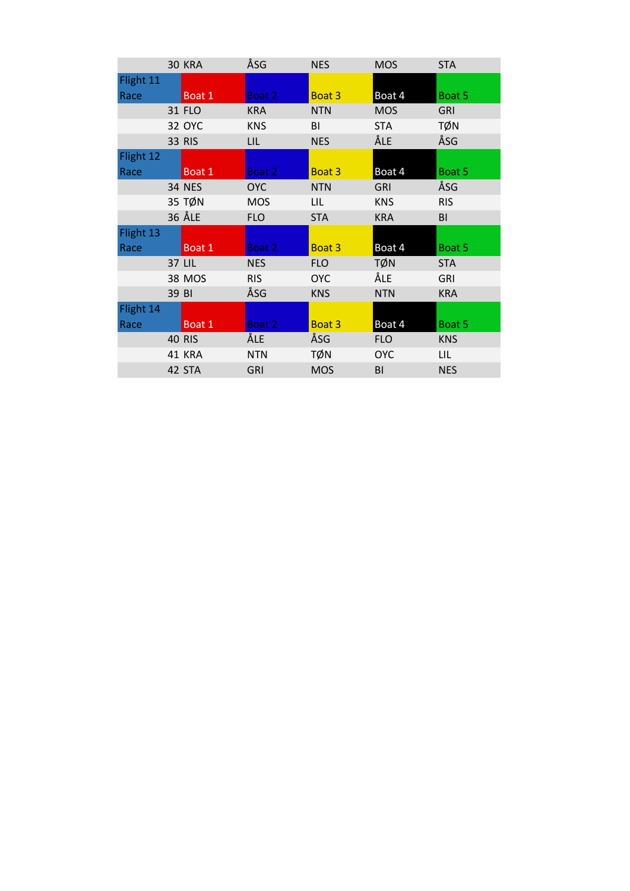| | | | | | |
|---|---|---|---|---|---|
| 30 | KRA | ÅSG | NES | MOS | STA |
| Flight 11 | | | | | |
| Race | Boat 1 | Boat 2 | Boat 3 | Boat 4 | Boat 5 |
| 31 | FLO | KRA | NTN | MOS | GRI |
| 32 | OYC | KNS | BI | STA | TØN |
| 33 | RIS | LIL | NES | ÅLE | ÅSG |
| Flight 12 | | | | | |
| Race | Boat 1 | Boat 2 | Boat 3 | Boat 4 | Boat 5 |
| 34 | NES | OYC | NTN | GRI | ÅSG |
| 35 | TØN | MOS | LIL | KNS | RIS |
| 36 | ÅLE | FLO | STA | KRA | BI |
| Flight 13 | | | | | |
| Race | Boat 1 | Boat 2 | Boat 3 | Boat 4 | Boat 5 |
| 37 | LIL | NES | FLO | TØN | STA |
| 38 | MOS | RIS | OYC | ÅLE | GRI |
| 39 | BI | ÅSG | KNS | NTN | KRA |
| Flight 14 | | | | | |
| Race | Boat 1 | Boat 2 | Boat 3 | Boat 4 | Boat 5 |
| 40 | RIS | ÅLE | ÅSG | FLO | KNS |
| 41 | KRA | NTN | TØN | OYC | LIL |
| 42 | STA | GRI | MOS | BI | NES |